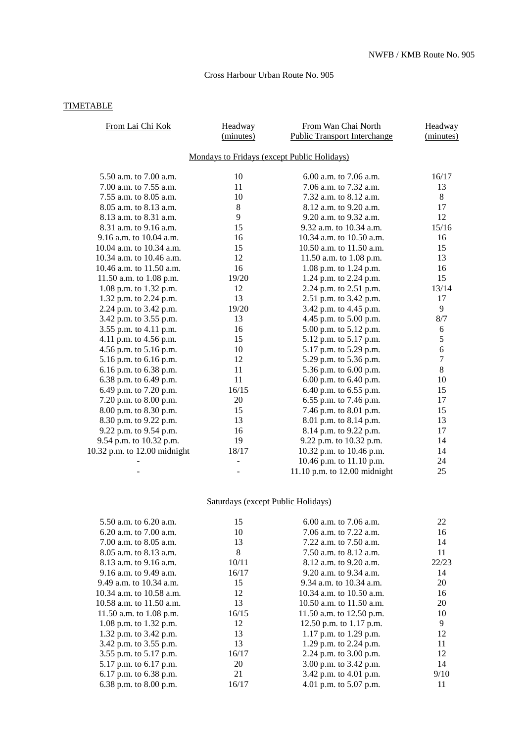NWFB / KMB Route No. 905

Cross Harbour Urban Route No. 905

TIMETABLE

| From Lai Chi Kok | Headway (minutes) | From Wan Chai North Public Transport Interchange | Headway (minutes) |
|---|---|---|---|
| **Mondays to Fridays (except Public Holidays)** | | | |
| 5.50 a.m. to 7.00 a.m. | 10 | 6.00 a.m. to 7.06 a.m. | 16/17 |
| 7.00 a.m. to 7.55 a.m. | 11 | 7.06 a.m. to 7.32 a.m. | 13 |
| 7.55 a.m. to 8.05 a.m. | 10 | 7.32 a.m. to 8.12 a.m. | 8 |
| 8.05 a.m. to 8.13 a.m. | 8 | 8.12 a.m. to 9.20 a.m. | 17 |
| 8.13 a.m. to 8.31 a.m. | 9 | 9.20 a.m. to 9.32 a.m. | 12 |
| 8.31 a.m. to 9.16 a.m. | 15 | 9.32 a.m. to 10.34 a.m. | 15/16 |
| 9.16 a.m. to 10.04 a.m. | 16 | 10.34 a.m. to 10.50 a.m. | 16 |
| 10.04 a.m. to 10.34 a.m. | 15 | 10.50 a.m. to 11.50 a.m. | 15 |
| 10.34 a.m. to 10.46 a.m. | 12 | 11.50 a.m. to 1.08 p.m. | 13 |
| 10.46 a.m. to 11.50 a.m. | 16 | 1.08 p.m. to 1.24 p.m. | 16 |
| 11.50 a.m. to 1.08 p.m. | 19/20 | 1.24 p.m. to 2.24 p.m. | 15 |
| 1.08 p.m. to 1.32 p.m. | 12 | 2.24 p.m. to 2.51 p.m. | 13/14 |
| 1.32 p.m. to 2.24 p.m. | 13 | 2.51 p.m. to 3.42 p.m. | 17 |
| 2.24 p.m. to 3.42 p.m. | 19/20 | 3.42 p.m. to 4.45 p.m. | 9 |
| 3.42 p.m. to 3.55 p.m. | 13 | 4.45 p.m. to 5.00 p.m. | 8/7 |
| 3.55 p.m. to 4.11 p.m. | 16 | 5.00 p.m. to 5.12 p.m. | 6 |
| 4.11 p.m. to 4.56 p.m. | 15 | 5.12 p.m. to 5.17 p.m. | 5 |
| 4.56 p.m. to 5.16 p.m. | 10 | 5.17 p.m. to 5.29 p.m. | 6 |
| 5.16 p.m. to 6.16 p.m. | 12 | 5.29 p.m. to 5.36 p.m. | 7 |
| 6.16 p.m. to 6.38 p.m. | 11 | 5.36 p.m. to 6.00 p.m. | 8 |
| 6.38 p.m. to 6.49 p.m. | 11 | 6.00 p.m. to 6.40 p.m. | 10 |
| 6.49 p.m. to 7.20 p.m. | 16/15 | 6.40 p.m. to 6.55 p.m. | 15 |
| 7.20 p.m. to 8.00 p.m. | 20 | 6.55 p.m. to 7.46 p.m. | 17 |
| 8.00 p.m. to 8.30 p.m. | 15 | 7.46 p.m. to 8.01 p.m. | 15 |
| 8.30 p.m. to 9.22 p.m. | 13 | 8.01 p.m. to 8.14 p.m. | 13 |
| 9.22 p.m. to 9.54 p.m. | 16 | 8.14 p.m. to 9.22 p.m. | 17 |
| 9.54 p.m. to 10.32 p.m. | 19 | 9.22 p.m. to 10.32 p.m. | 14 |
| 10.32 p.m. to 12.00 midnight | 18/17 | 10.32 p.m. to 10.46 p.m. | 14 |
| - | - | 10.46 p.m. to 11.10 p.m. | 24 |
| - | - | 11.10 p.m. to 12.00 midnight | 25 |
| **Saturdays (except Public Holidays)** | | | |
| 5.50 a.m. to 6.20 a.m. | 15 | 6.00 a.m. to 7.06 a.m. | 22 |
| 6.20 a.m. to 7.00 a.m. | 10 | 7.06 a.m. to 7.22 a.m. | 16 |
| 7.00 a.m. to 8.05 a.m. | 13 | 7.22 a.m. to 7.50 a.m. | 14 |
| 8.05 a.m. to 8.13 a.m. | 8 | 7.50 a.m. to 8.12 a.m. | 11 |
| 8.13 a.m. to 9.16 a.m. | 10/11 | 8.12 a.m. to 9.20 a.m. | 22/23 |
| 9.16 a.m. to 9.49 a.m. | 16/17 | 9.20 a.m. to 9.34 a.m. | 14 |
| 9.49 a.m. to 10.34 a.m. | 15 | 9.34 a.m. to 10.34 a.m. | 20 |
| 10.34 a.m. to 10.58 a.m. | 12 | 10.34 a.m. to 10.50 a.m. | 16 |
| 10.58 a.m. to 11.50 a.m. | 13 | 10.50 a.m. to 11.50 a.m. | 20 |
| 11.50 a.m. to 1.08 p.m. | 16/15 | 11.50 a.m. to 12.50 p.m. | 10 |
| 1.08 p.m. to 1.32 p.m. | 12 | 12.50 p.m. to 1.17 p.m. | 9 |
| 1.32 p.m. to 3.42 p.m. | 13 | 1.17 p.m. to 1.29 p.m. | 12 |
| 3.42 p.m. to 3.55 p.m. | 13 | 1.29 p.m. to 2.24 p.m. | 11 |
| 3.55 p.m. to 5.17 p.m. | 16/17 | 2.24 p.m. to 3.00 p.m. | 12 |
| 5.17 p.m. to 6.17 p.m. | 20 | 3.00 p.m. to 3.42 p.m. | 14 |
| 6.17 p.m. to 6.38 p.m. | 21 | 3.42 p.m. to 4.01 p.m. | 9/10 |
| 6.38 p.m. to 8.00 p.m. | 16/17 | 4.01 p.m. to 5.07 p.m. | 11 |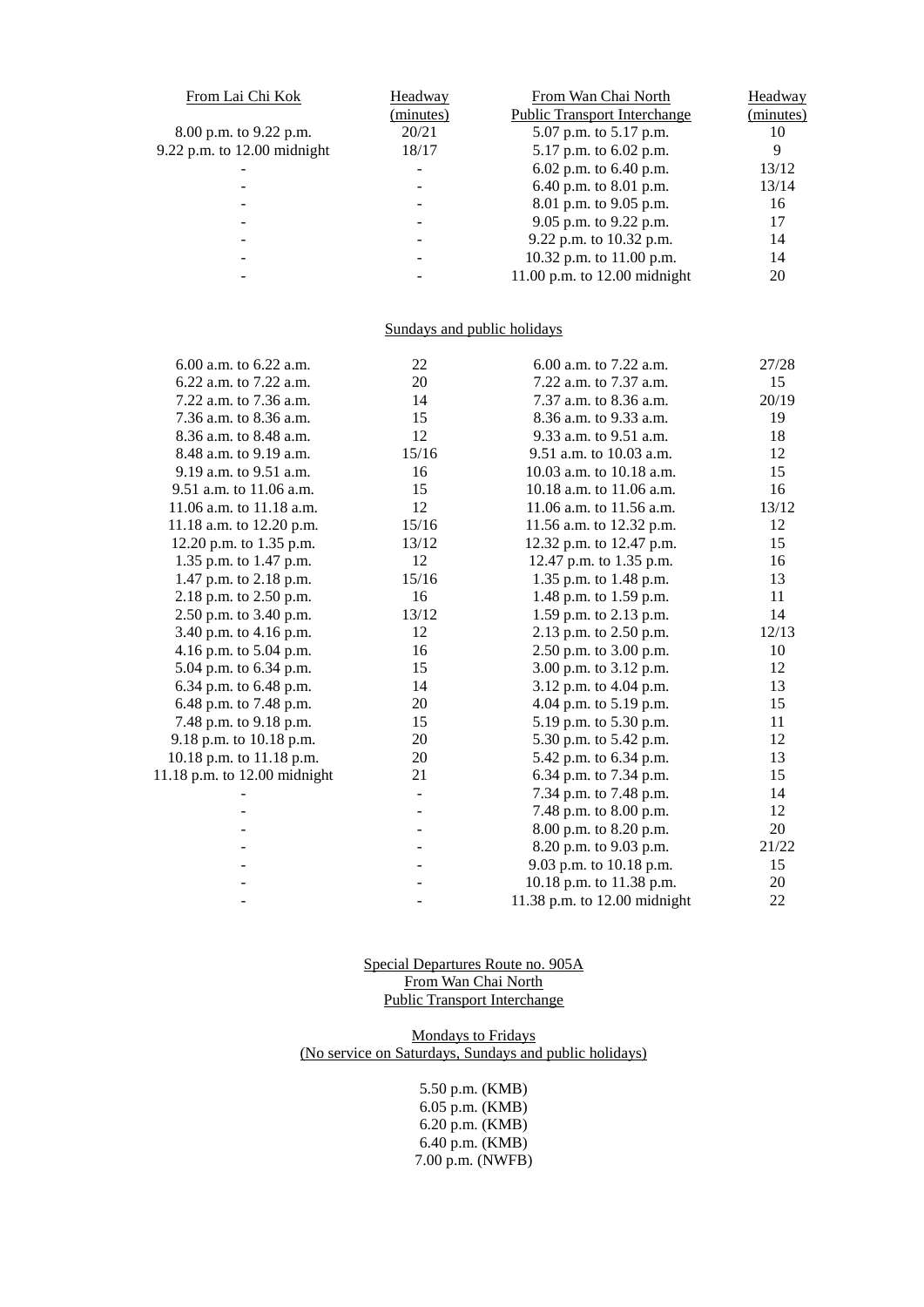| From Lai Chi Kok | Headway (minutes) | From Wan Chai North Public Transport Interchange | Headway (minutes) |
|---|---|---|---|
| 8.00 p.m. to 9.22 p.m. | 20/21 | 5.07 p.m. to 5.17 p.m. | 10 |
| 9.22 p.m. to 12.00 midnight | 18/17 | 5.17 p.m. to 6.02 p.m. | 9 |
| - | - | 6.02 p.m. to 6.40 p.m. | 13/12 |
| - | - | 6.40 p.m. to 8.01 p.m. | 13/14 |
| - | - | 8.01 p.m. to 9.05 p.m. | 16 |
| - | - | 9.05 p.m. to 9.22 p.m. | 17 |
| - | - | 9.22 p.m. to 10.32 p.m. | 14 |
| - | - | 10.32 p.m. to 11.00 p.m. | 14 |
| - | - | 11.00 p.m. to 12.00 midnight | 20 |

Sundays and public holidays

| From Lai Chi Kok | Headway (minutes) | From Wan Chai North Public Transport Interchange | Headway (minutes) |
|---|---|---|---|
| 6.00 a.m. to 6.22 a.m. | 22 | 6.00 a.m. to 7.22 a.m. | 27/28 |
| 6.22 a.m. to 7.22 a.m. | 20 | 7.22 a.m. to 7.37 a.m. | 15 |
| 7.22 a.m. to 7.36 a.m. | 14 | 7.37 a.m. to 8.36 a.m. | 20/19 |
| 7.36 a.m. to 8.36 a.m. | 15 | 8.36 a.m. to 9.33 a.m. | 19 |
| 8.36 a.m. to 8.48 a.m. | 12 | 9.33 a.m. to 9.51 a.m. | 18 |
| 8.48 a.m. to 9.19 a.m. | 15/16 | 9.51 a.m. to 10.03 a.m. | 12 |
| 9.19 a.m. to 9.51 a.m. | 16 | 10.03 a.m. to 10.18 a.m. | 15 |
| 9.51 a.m. to 11.06 a.m. | 15 | 10.18 a.m. to 11.06 a.m. | 16 |
| 11.06 a.m. to 11.18 a.m. | 12 | 11.06 a.m. to 11.56 a.m. | 13/12 |
| 11.18 a.m. to 12.20 p.m. | 15/16 | 11.56 a.m. to 12.32 p.m. | 12 |
| 12.20 p.m. to 1.35 p.m. | 13/12 | 12.32 p.m. to 12.47 p.m. | 15 |
| 1.35 p.m. to 1.47 p.m. | 12 | 12.47 p.m. to 1.35 p.m. | 16 |
| 1.47 p.m. to 2.18 p.m. | 15/16 | 1.35 p.m. to 1.48 p.m. | 13 |
| 2.18 p.m. to 2.50 p.m. | 16 | 1.48 p.m. to 1.59 p.m. | 11 |
| 2.50 p.m. to 3.40 p.m. | 13/12 | 1.59 p.m. to 2.13 p.m. | 14 |
| 3.40 p.m. to 4.16 p.m. | 12 | 2.13 p.m. to 2.50 p.m. | 12/13 |
| 4.16 p.m. to 5.04 p.m. | 16 | 2.50 p.m. to 3.00 p.m. | 10 |
| 5.04 p.m. to 6.34 p.m. | 15 | 3.00 p.m. to 3.12 p.m. | 12 |
| 6.34 p.m. to 6.48 p.m. | 14 | 3.12 p.m. to 4.04 p.m. | 13 |
| 6.48 p.m. to 7.48 p.m. | 20 | 4.04 p.m. to 5.19 p.m. | 15 |
| 7.48 p.m. to 9.18 p.m. | 15 | 5.19 p.m. to 5.30 p.m. | 11 |
| 9.18 p.m. to 10.18 p.m. | 20 | 5.30 p.m. to 5.42 p.m. | 12 |
| 10.18 p.m. to 11.18 p.m. | 20 | 5.42 p.m. to 6.34 p.m. | 13 |
| 11.18 p.m. to 12.00 midnight | 21 | 6.34 p.m. to 7.34 p.m. | 15 |
| - | - | 7.34 p.m. to 7.48 p.m. | 14 |
| - | - | 7.48 p.m. to 8.00 p.m. | 12 |
| - | - | 8.00 p.m. to 8.20 p.m. | 20 |
| - | - | 8.20 p.m. to 9.03 p.m. | 21/22 |
| - | - | 9.03 p.m. to 10.18 p.m. | 15 |
| - | - | 10.18 p.m. to 11.38 p.m. | 20 |
| - | - | 11.38 p.m. to 12.00 midnight | 22 |

Special Departures Route no. 905A
From Wan Chai North
Public Transport Interchange

Mondays to Fridays
(No service on Saturdays, Sundays and public holidays)

5.50 p.m. (KMB)
6.05 p.m. (KMB)
6.20 p.m. (KMB)
6.40 p.m. (KMB)
7.00 p.m. (NWFB)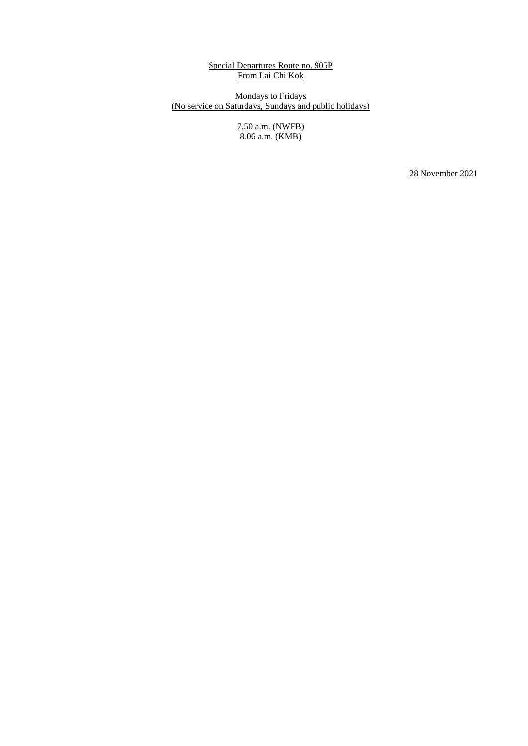Special Departures Route no. 905P
From Lai Chi Kok

Mondays to Fridays
(No service on Saturdays, Sundays and public holidays)

7.50 a.m. (NWFB)
8.06 a.m. (KMB)

28 November 2021